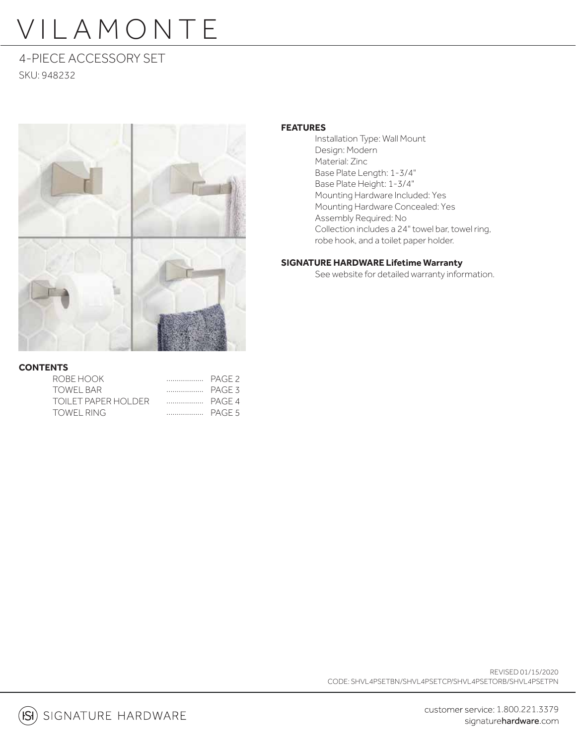# VILAMONTE

## 4-PIECE ACCESSORY SET

SKU: 948232

**CONTENTS**

| | |
|---|---|
| ROBE HOOK | PAGE 2 |
| TOWEL BAR | PAGE 3 |
| TOILET PAPER HOLDER | PAGE 4 |
| TOWEL RING | PAGE 5 |

**FEATURES**

Installation Type: Wall Mount
Design: Modern
Material: Zinc
Base Plate Length: 1-3/4"
Base Plate Height: 1-3/4"
Mounting Hardware Included: Yes
Mounting Hardware Concealed: Yes
Assembly Required: No
Collection includes a 24" towel bar, towel ring, robe hook, and a toilet paper holder.

**SIGNATURE HARDWARE Lifetime Warranty**

See website for detailed warranty information.

REVISED 01/15/2020
CODE: SHVL4PSETBN/SHVL4PSETCP/SHVL4PSETORB/SHVL4PSETPN

SIGNATURE HARDWARE

customer service: 1.800.221.3379
signaturehardware.com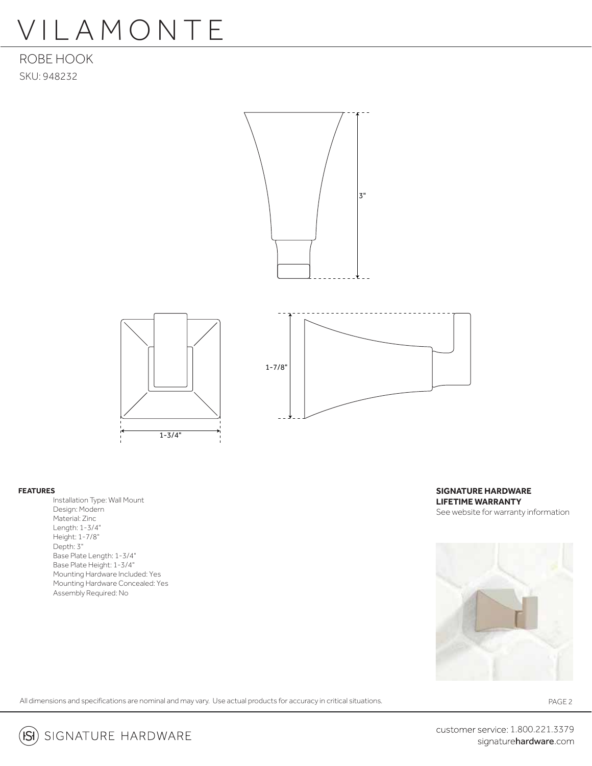# VILAMONTE

## ROBE HOOK

SKU: 948232

3"

1-7/8"

1-3/4"

**FEATURES**

- Installation Type: Wall Mount
- Design: Modern
- Material: Zinc
- Length: 1-3/4"
- Height: 1-7/8"
- Depth: 3"
- Base Plate Length: 1-3/4"
- Base Plate Height: 1-3/4"
- Mounting Hardware Included: Yes
- Mounting Hardware Concealed: Yes
- Assembly Required: No

**SIGNATURE HARDWARE LIFETIME WARRANTY**

See website for warranty information

All dimensions and specifications are nominal and may vary. Use actual products for accuracy in critical situations.

SIGNATURE HARDWARE

customer service: 1.800.221.3379
signaturehardware.com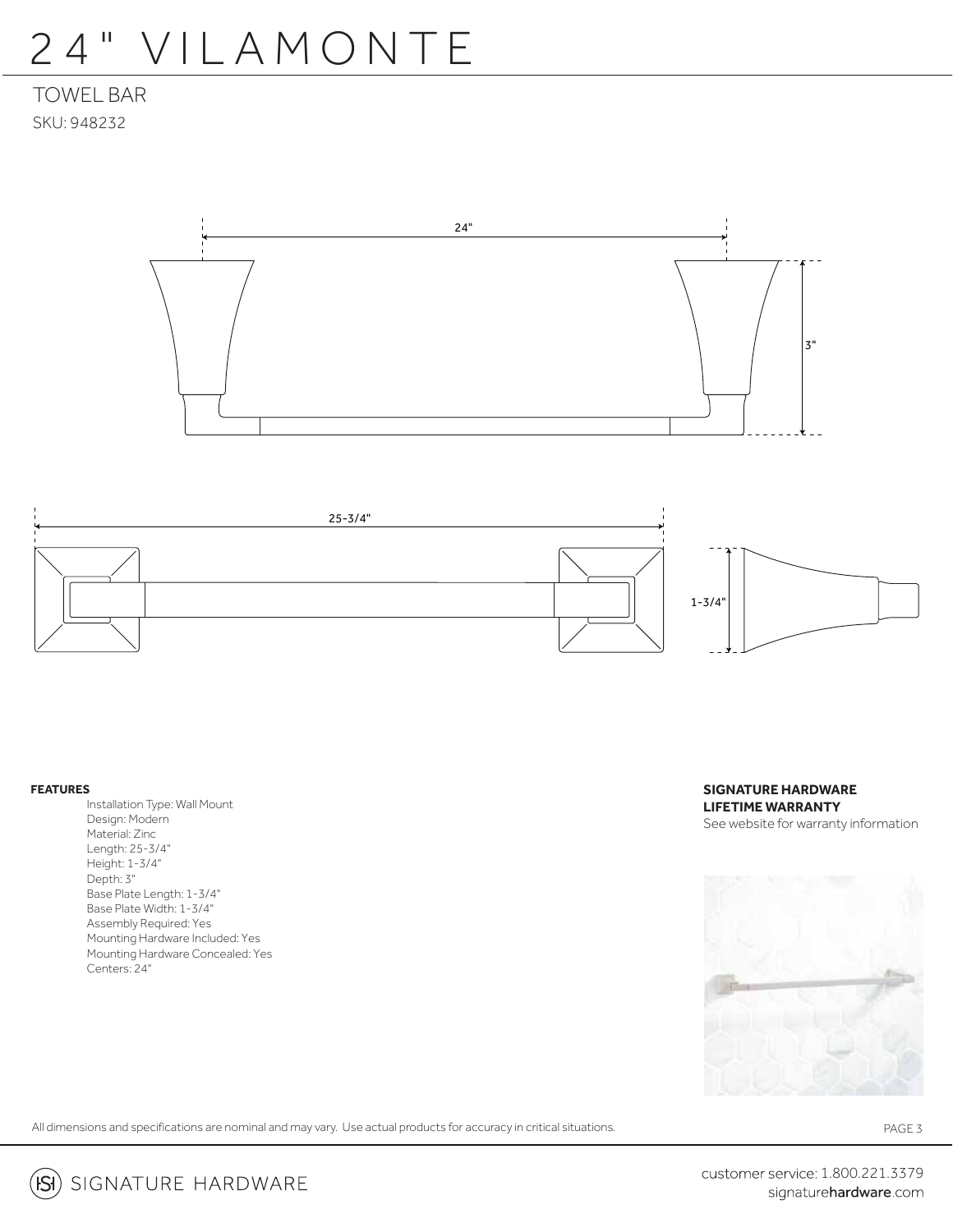# 24" VILAMONTE

## TOWEL BAR

SKU: 948232

24"

3"

25-3/4"

1-3/4"

**FEATURES**

- Installation Type: Wall Mount
- Design: Modern
- Material: Zinc
- Length: 25-3/4"
- Height: 1-3/4"
- Depth: 3"
- Base Plate Length: 1-3/4"
- Base Plate Width: 1-3/4"
- Assembly Required: Yes
- Mounting Hardware Included: Yes
- Mounting Hardware Concealed: Yes
- Centers: 24"

**SIGNATURE HARDWARE LIFETIME WARRANTY**

See website for warranty information

All dimensions and specifications are nominal and may vary. Use actual products for accuracy in critical situations.

SIGNATURE HARDWARE

customer service: 1.800.221.3379
signaturehardware.com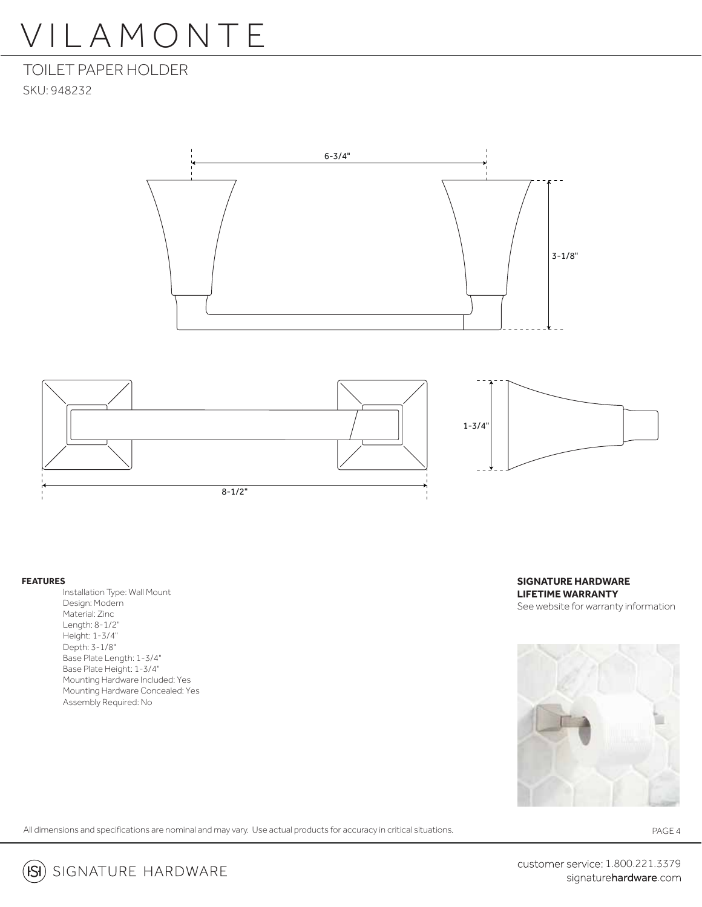# VILAMONTE

## TOILET PAPER HOLDER

SKU: 948232

6-3/4"

3-1/8"

1-3/4"

8-1/2"

**FEATURES**

- Installation Type: Wall Mount
- Design: Modern
- Material: Zinc
- Length: 8-1/2"
- Height: 1-3/4"
- Depth: 3-1/8"
- Base Plate Length: 1-3/4"
- Base Plate Height: 1-3/4"
- Mounting Hardware Included: Yes
- Mounting Hardware Concealed: Yes
- Assembly Required: No

**SIGNATURE HARDWARE LIFETIME WARRANTY**

See website for warranty information

All dimensions and specifications are nominal and may vary. Use actual products for accuracy in critical situations.

SIGNATURE HARDWARE

customer service: 1.800.221.3379
signaturehardware.com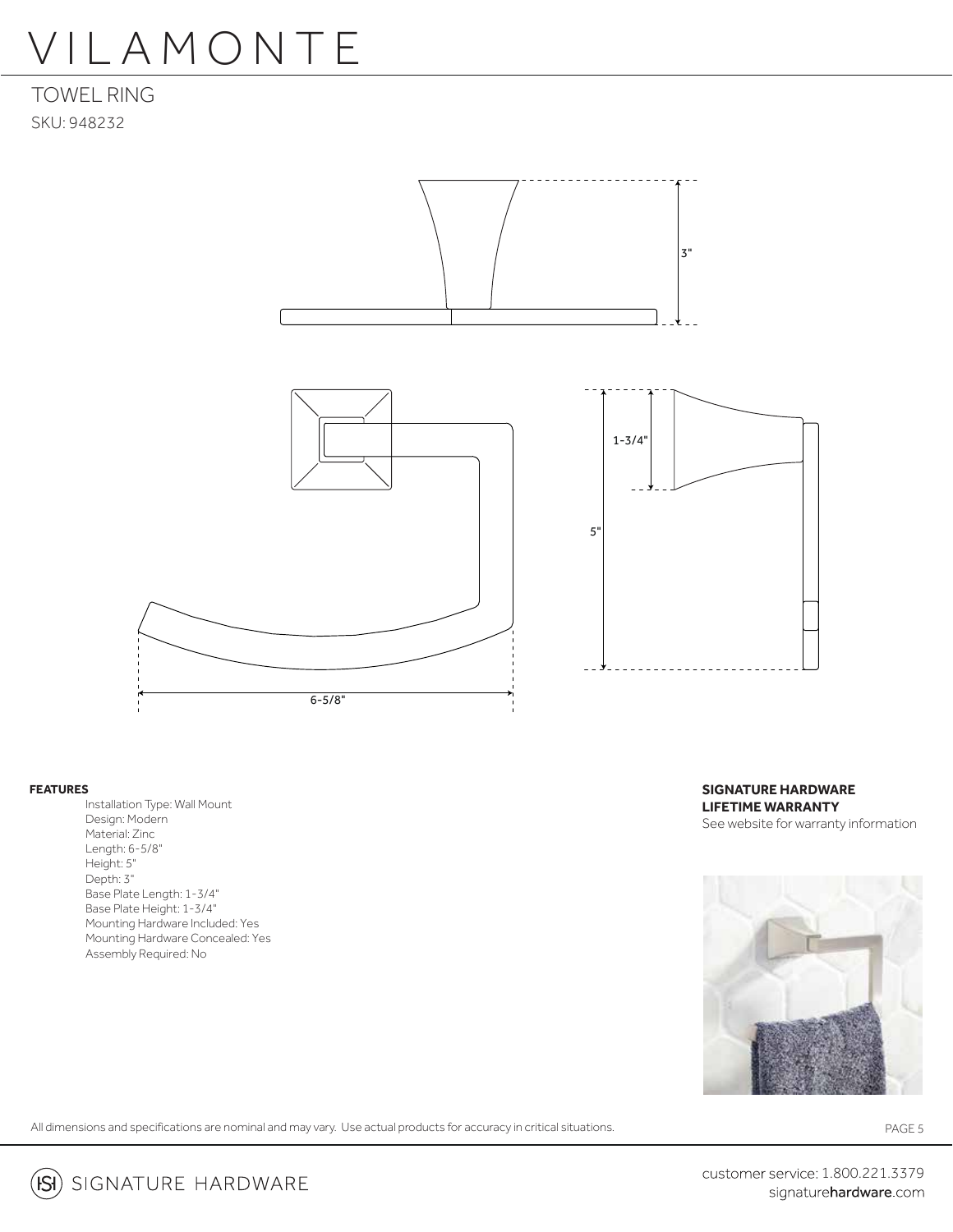# VILAMONTE

## TOWEL RING

SKU: 948232

3"

1-3/4"

5"

6-5/8"

**FEATURES**

Installation Type: Wall Mount
Design: Modern
Material: Zinc
Length: 6-5/8"
Height: 5"
Depth: 3"
Base Plate Length: 1-3/4"
Base Plate Height: 1-3/4"
Mounting Hardware Included: Yes
Mounting Hardware Concealed: Yes
Assembly Required: No

**SIGNATURE HARDWARE LIFETIME WARRANTY**

See website for warranty information

All dimensions and specifications are nominal and may vary. Use actual products for accuracy in critical situations.

SIGNATURE HARDWARE

customer service: 1.800.221.3379
signaturehardware.com